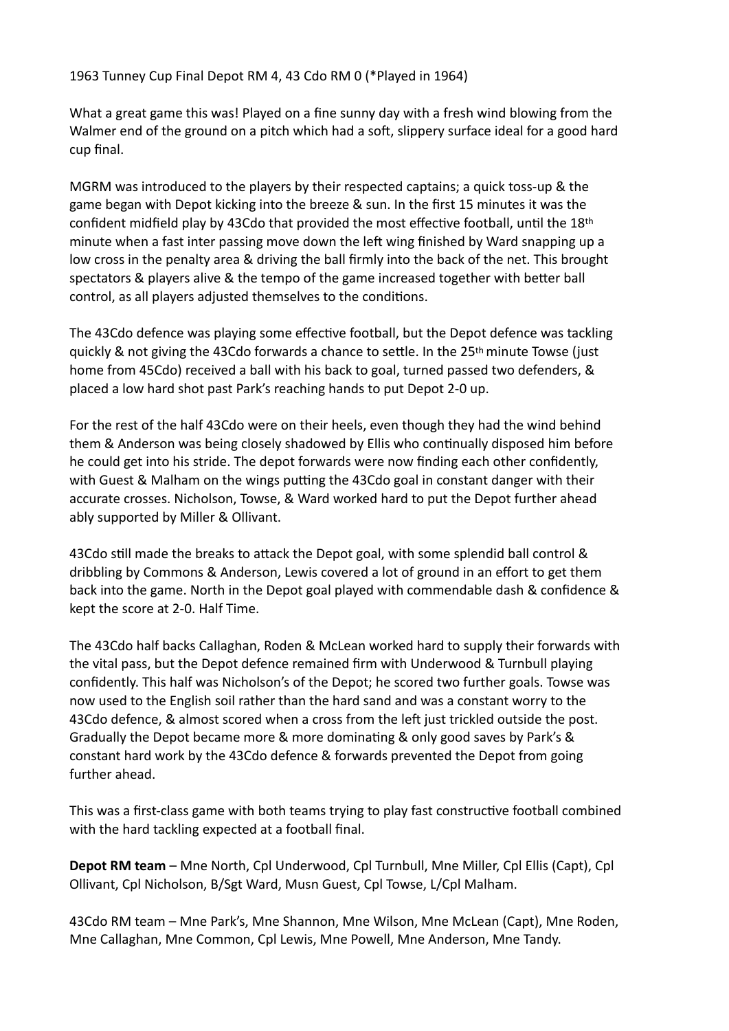1963 Tunney Cup Final Depot RM 4, 43 Cdo RM 0 (*Played in 1964)

What a great game this was! Played on a fine sunny day with a fresh wind blowing from the Walmer end of the ground on a pitch which had a soft, slippery surface ideal for a good hard cup final.

MGRM was introduced to the players by their respected captains; a quick toss-up & the game began with Depot kicking into the breeze & sun. In the first 15 minutes it was the confident midfield play by 43Cdo that provided the most effective football, until the 18th minute when a fast inter passing move down the left wing finished by Ward snapping up a low cross in the penalty area & driving the ball firmly into the back of the net. This brought spectators & players alive & the tempo of the game increased together with better ball control, as all players adjusted themselves to the conditions.

The 43Cdo defence was playing some effective football, but the Depot defence was tackling quickly & not giving the 43Cdo forwards a chance to settle. In the 25th minute Towse (just home from 45Cdo) received a ball with his back to goal, turned passed two defenders, & placed a low hard shot past Park's reaching hands to put Depot 2-0 up.

For the rest of the half 43Cdo were on their heels, even though they had the wind behind them & Anderson was being closely shadowed by Ellis who continually disposed him before he could get into his stride. The depot forwards were now finding each other confidently, with Guest & Malham on the wings putting the 43Cdo goal in constant danger with their accurate crosses. Nicholson, Towse, & Ward worked hard to put the Depot further ahead ably supported by Miller & Ollivant.

43Cdo still made the breaks to attack the Depot goal, with some splendid ball control & dribbling by Commons & Anderson, Lewis covered a lot of ground in an effort to get them back into the game. North in the Depot goal played with commendable dash & confidence & kept the score at 2-0. Half Time.

The 43Cdo half backs Callaghan, Roden & McLean worked hard to supply their forwards with the vital pass, but the Depot defence remained firm with Underwood & Turnbull playing confidently. This half was Nicholson's of the Depot; he scored two further goals. Towse was now used to the English soil rather than the hard sand and was a constant worry to the 43Cdo defence, & almost scored when a cross from the left just trickled outside the post. Gradually the Depot became more & more dominating & only good saves by Park's & constant hard work by the 43Cdo defence & forwards prevented the Depot from going further ahead.

This was a first-class game with both teams trying to play fast constructive football combined with the hard tackling expected at a football final.

**Depot RM team** – Mne North, Cpl Underwood, Cpl Turnbull, Mne Miller, Cpl Ellis (Capt), Cpl Ollivant, Cpl Nicholson, B/Sgt Ward, Musn Guest, Cpl Towse, L/Cpl Malham.

43Cdo RM team – Mne Park's, Mne Shannon, Mne Wilson, Mne McLean (Capt), Mne Roden, Mne Callaghan, Mne Common, Cpl Lewis, Mne Powell, Mne Anderson, Mne Tandy.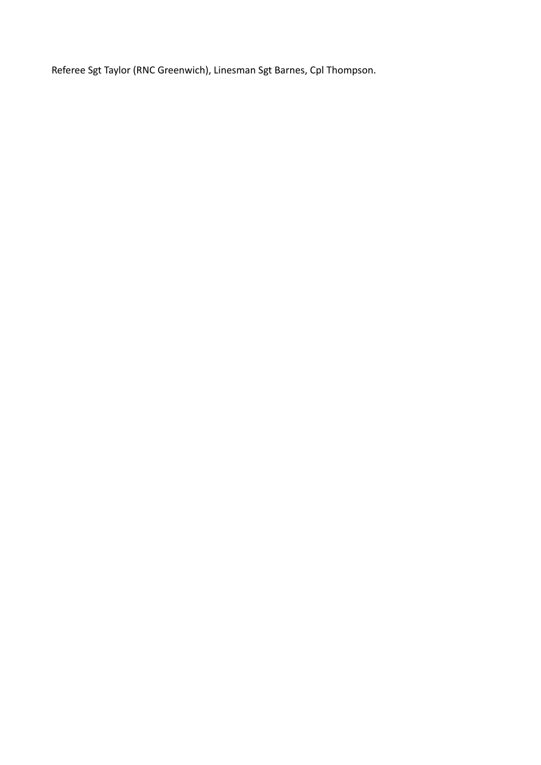Referee Sgt Taylor (RNC Greenwich), Linesman Sgt Barnes, Cpl Thompson.